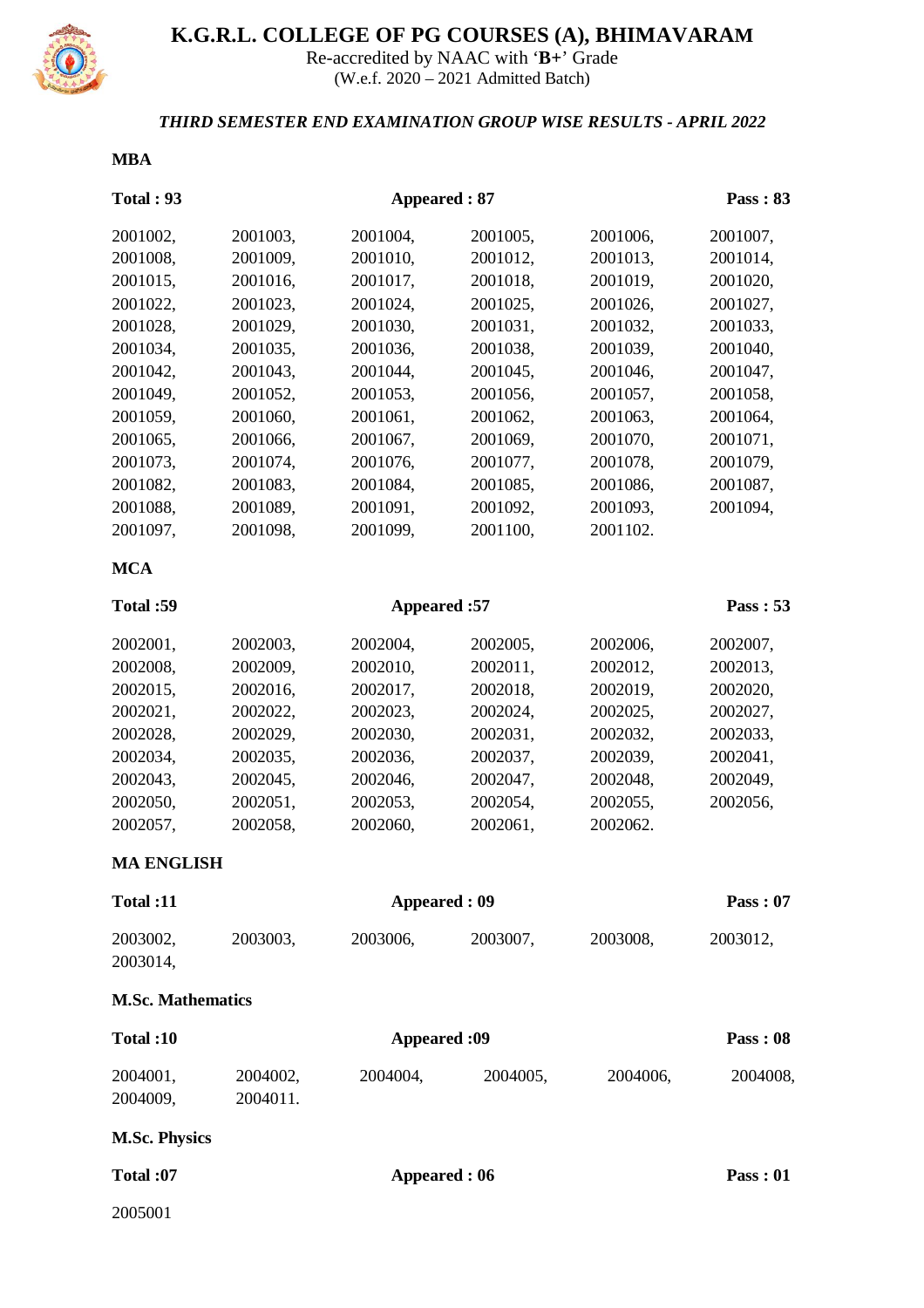# K.G.R.L. COLLEGE OF PG COURSES (A), BHIMAVARAM

Re-accredited by NAAC with '**B+**' Grade
(W.e.f. 2020 – 2021 Admitted Batch)

***THIRD SEMESTER END EXAMINATION GROUP WISE RESULTS - APRIL 2022***

**MBA**

**Total : 93** | **Appeared : 87** | **Pass : 83**

| | | | | | |
|---|---|---|---|---|---|
| 2001002, | 2001003, | 2001004, | 2001005, | 2001006, | 2001007, |
| 2001008, | 2001009, | 2001010, | 2001012, | 2001013, | 2001014, |
| 2001015, | 2001016, | 2001017, | 2001018, | 2001019, | 2001020, |
| 2001022, | 2001023, | 2001024, | 2001025, | 2001026, | 2001027, |
| 2001028, | 2001029, | 2001030, | 2001031, | 2001032, | 2001033, |
| 2001034, | 2001035, | 2001036, | 2001038, | 2001039, | 2001040, |
| 2001042, | 2001043, | 2001044, | 2001045, | 2001046, | 2001047, |
| 2001049, | 2001052, | 2001053, | 2001056, | 2001057, | 2001058, |
| 2001059, | 2001060, | 2001061, | 2001062, | 2001063, | 2001064, |
| 2001065, | 2001066, | 2001067, | 2001069, | 2001070, | 2001071, |
| 2001073, | 2001074, | 2001076, | 2001077, | 2001078, | 2001079, |
| 2001082, | 2001083, | 2001084, | 2001085, | 2001086, | 2001087, |
| 2001088, | 2001089, | 2001091, | 2001092, | 2001093, | 2001094, |
| 2001097, | 2001098, | 2001099, | 2001100, | 2001102. | |

**MCA**

**Total :59** | **Appeared :57** | **Pass : 53**

| | | | | | |
|---|---|---|---|---|---|
| 2002001, | 2002003, | 2002004, | 2002005, | 2002006, | 2002007, |
| 2002008, | 2002009, | 2002010, | 2002011, | 2002012, | 2002013, |
| 2002015, | 2002016, | 2002017, | 2002018, | 2002019, | 2002020, |
| 2002021, | 2002022, | 2002023, | 2002024, | 2002025, | 2002027, |
| 2002028, | 2002029, | 2002030, | 2002031, | 2002032, | 2002033, |
| 2002034, | 2002035, | 2002036, | 2002037, | 2002039, | 2002041, |
| 2002043, | 2002045, | 2002046, | 2002047, | 2002048, | 2002049, |
| 2002050, | 2002051, | 2002053, | 2002054, | 2002055, | 2002056, |
| 2002057, | 2002058, | 2002060, | 2002061, | 2002062. | |

**MA ENGLISH**

**Total :11** | **Appeared : 09** | **Pass : 07**

| | | | | | |
|---|---|---|---|---|---|
| 2003002, | 2003003, | 2003006, | 2003007, | 2003008, | 2003012, |
| 2003014, | | | | | |

**M.Sc. Mathematics**

**Total :10** | **Appeared :09** | **Pass : 08**

| | | | | | |
|---|---|---|---|---|---|
| 2004001, | 2004002, | 2004004, | 2004005, | 2004006, | 2004008, |
| 2004009, | 2004011. | | | | |

**M.Sc. Physics**

**Total :07** | **Appeared : 06** | **Pass : 01**

2005001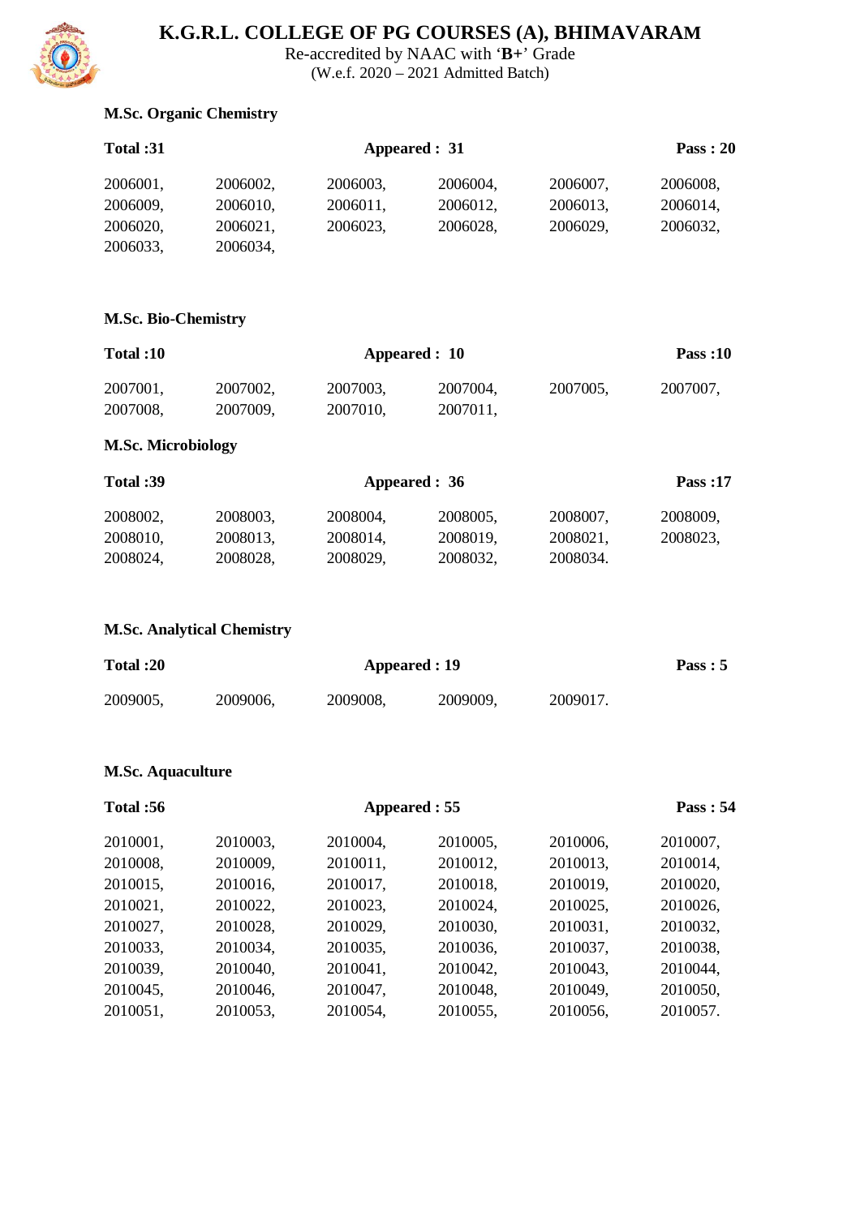# K.G.R.L. COLLEGE OF PG COURSES (A), BHIMAVARAM

Re-accredited by NAAC with '**B+**' Grade

(W.e.f. 2020 – 2021 Admitted Batch)

## M.Sc. Organic Chemistry

**Total :31** **Appeared : 31** **Pass : 20**

| | | | | | |
|---|---|---|---|---|---|
| 2006001, | 2006002, | 2006003, | 2006004, | 2006007, | 2006008, |
| 2006009, | 2006010, | 2006011, | 2006012, | 2006013, | 2006014, |
| 2006020, | 2006021, | 2006023, | 2006028, | 2006029, | 2006032, |
| 2006033, | 2006034, | | | | |

## M.Sc. Bio-Chemistry

**Total :10** **Appeared : 10** **Pass :10**

| | | | | | |
|---|---|---|---|---|---|
| 2007001, | 2007002, | 2007003, | 2007004, | 2007005, | 2007007, |
| 2007008, | 2007009, | 2007010, | 2007011, | | |

## M.Sc. Microbiology

**Total :39** **Appeared : 36** **Pass :17**

| | | | | | |
|---|---|---|---|---|---|
| 2008002, | 2008003, | 2008004, | 2008005, | 2008007, | 2008009, |
| 2008010, | 2008013, | 2008014, | 2008019, | 2008021, | 2008023, |
| 2008024, | 2008028, | 2008029, | 2008032, | 2008034. | |

## M.Sc. Analytical Chemistry

**Total :20** **Appeared : 19** **Pass : 5**

| | | | | |
|---|---|---|---|---|
| 2009005, | 2009006, | 2009008, | 2009009, | 2009017. |

## M.Sc. Aquaculture

**Total :56** **Appeared : 55** **Pass : 54**

| | | | | | |
|---|---|---|---|---|---|
| 2010001, | 2010003, | 2010004, | 2010005, | 2010006, | 2010007, |
| 2010008, | 2010009, | 2010011, | 2010012, | 2010013, | 2010014, |
| 2010015, | 2010016, | 2010017, | 2010018, | 2010019, | 2010020, |
| 2010021, | 2010022, | 2010023, | 2010024, | 2010025, | 2010026, |
| 2010027, | 2010028, | 2010029, | 2010030, | 2010031, | 2010032, |
| 2010033, | 2010034, | 2010035, | 2010036, | 2010037, | 2010038, |
| 2010039, | 2010040, | 2010041, | 2010042, | 2010043, | 2010044, |
| 2010045, | 2010046, | 2010047, | 2010048, | 2010049, | 2010050, |
| 2010051, | 2010053, | 2010054, | 2010055, | 2010056, | 2010057. |